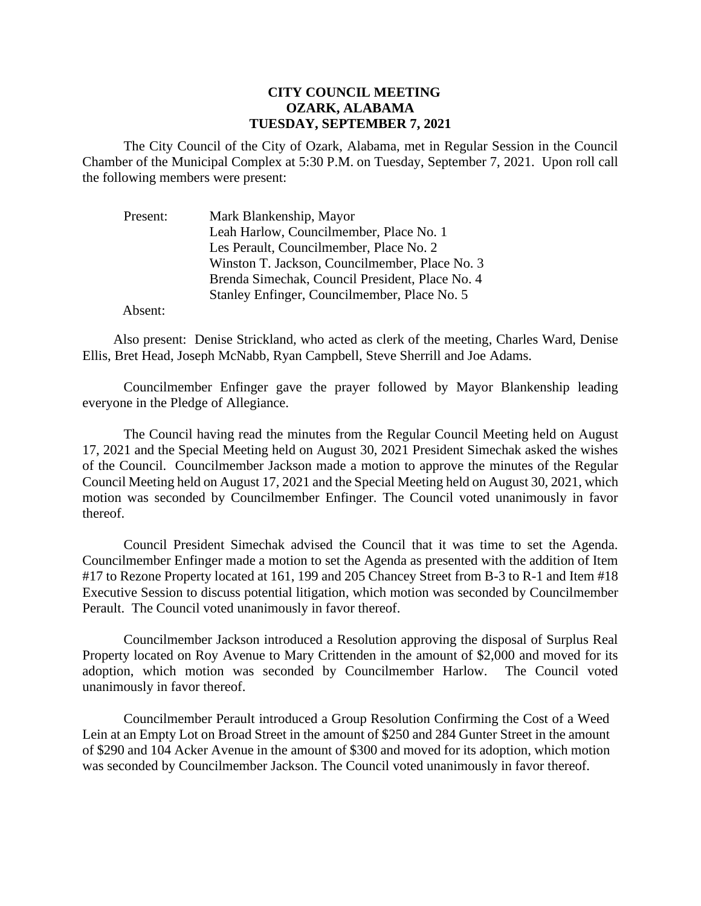# CITY COUNCIL MEETING
## OZARK, ALABAMA
## TUESDAY, SEPTEMBER 7, 2021

The City Council of the City of Ozark, Alabama, met in Regular Session in the Council Chamber of the Municipal Complex at 5:30 P.M. on Tuesday, September 7, 2021. Upon roll call the following members were present:

Present: Mark Blankenship, Mayor
Leah Harlow, Councilmember, Place No. 1
Les Perault, Councilmember, Place No. 2
Winston T. Jackson, Councilmember, Place No. 3
Brenda Simechak, Council President, Place No. 4
Stanley Enfinger, Councilmember, Place No. 5

Absent:

Also present: Denise Strickland, who acted as clerk of the meeting, Charles Ward, Denise Ellis, Bret Head, Joseph McNabb, Ryan Campbell, Steve Sherrill and Joe Adams.

Councilmember Enfinger gave the prayer followed by Mayor Blankenship leading everyone in the Pledge of Allegiance.

The Council having read the minutes from the Regular Council Meeting held on August 17, 2021 and the Special Meeting held on August 30, 2021 President Simechak asked the wishes of the Council. Councilmember Jackson made a motion to approve the minutes of the Regular Council Meeting held on August 17, 2021 and the Special Meeting held on August 30, 2021, which motion was seconded by Councilmember Enfinger. The Council voted unanimously in favor thereof.

Council President Simechak advised the Council that it was time to set the Agenda. Councilmember Enfinger made a motion to set the Agenda as presented with the addition of Item #17 to Rezone Property located at 161, 199 and 205 Chancey Street from B-3 to R-1 and Item #18 Executive Session to discuss potential litigation, which motion was seconded by Councilmember Perault. The Council voted unanimously in favor thereof.

Councilmember Jackson introduced a Resolution approving the disposal of Surplus Real Property located on Roy Avenue to Mary Crittenden in the amount of $2,000 and moved for its adoption, which motion was seconded by Councilmember Harlow. The Council voted unanimously in favor thereof.

Councilmember Perault introduced a Group Resolution Confirming the Cost of a Weed Lein at an Empty Lot on Broad Street in the amount of $250 and 284 Gunter Street in the amount of $290 and 104 Acker Avenue in the amount of $300 and moved for its adoption, which motion was seconded by Councilmember Jackson. The Council voted unanimously in favor thereof.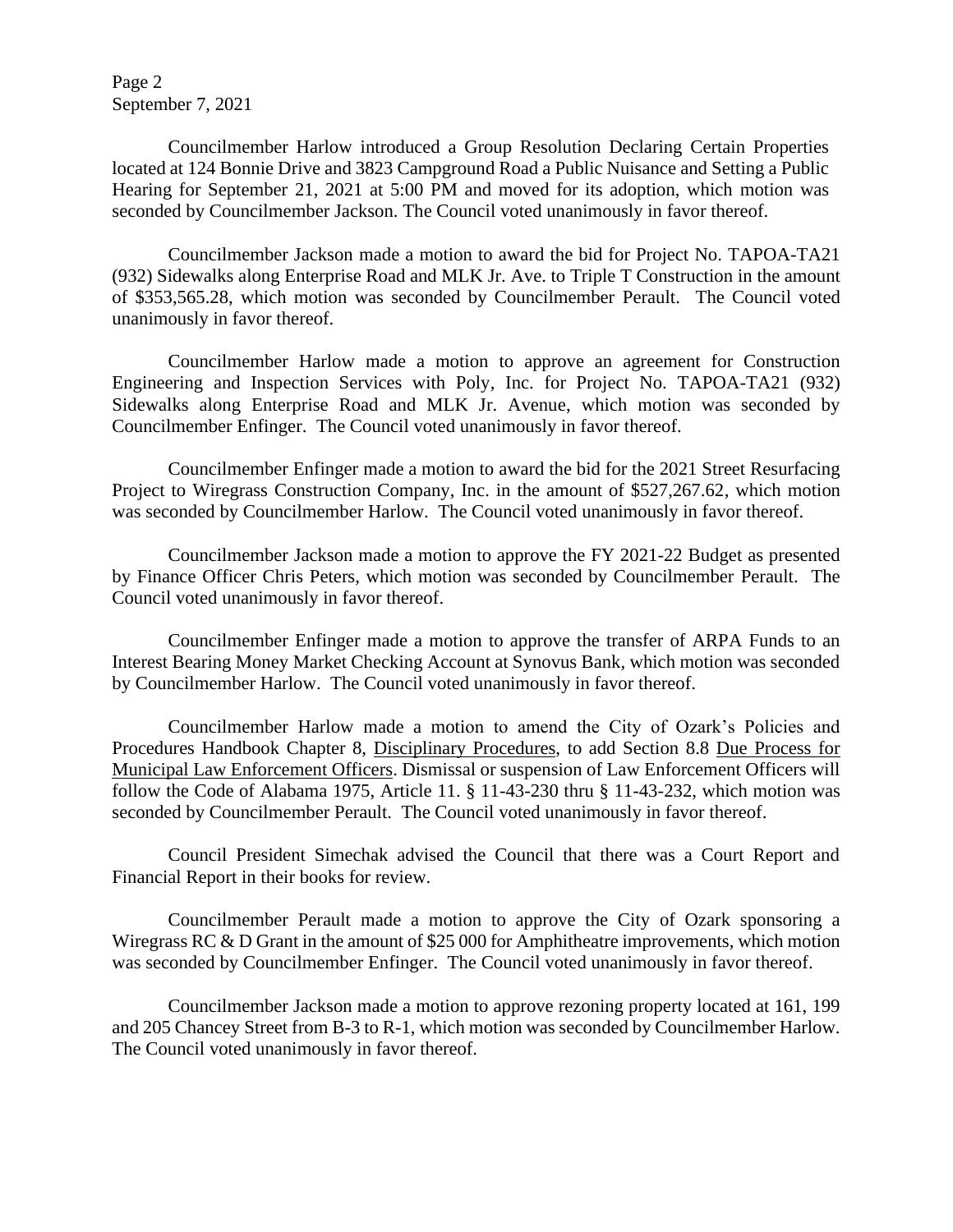Councilmember Harlow introduced a Group Resolution Declaring Certain Properties located at 124 Bonnie Drive and 3823 Campground Road a Public Nuisance and Setting a Public Hearing for September 21, 2021 at 5:00 PM and moved for its adoption, which motion was seconded by Councilmember Jackson. The Council voted unanimously in favor thereof.

Councilmember Jackson made a motion to award the bid for Project No. TAPOA-TA21 (932) Sidewalks along Enterprise Road and MLK Jr. Ave. to Triple T Construction in the amount of $353,565.28, which motion was seconded by Councilmember Perault. The Council voted unanimously in favor thereof.

Councilmember Harlow made a motion to approve an agreement for Construction Engineering and Inspection Services with Poly, Inc. for Project No. TAPOA-TA21 (932) Sidewalks along Enterprise Road and MLK Jr. Avenue, which motion was seconded by Councilmember Enfinger. The Council voted unanimously in favor thereof.

Councilmember Enfinger made a motion to award the bid for the 2021 Street Resurfacing Project to Wiregrass Construction Company, Inc. in the amount of $527,267.62, which motion was seconded by Councilmember Harlow. The Council voted unanimously in favor thereof.

Councilmember Jackson made a motion to approve the FY 2021-22 Budget as presented by Finance Officer Chris Peters, which motion was seconded by Councilmember Perault. The Council voted unanimously in favor thereof.

Councilmember Enfinger made a motion to approve the transfer of ARPA Funds to an Interest Bearing Money Market Checking Account at Synovus Bank, which motion was seconded by Councilmember Harlow. The Council voted unanimously in favor thereof.

Councilmember Harlow made a motion to amend the City of Ozark's Policies and Procedures Handbook Chapter 8, <u>Disciplinary Procedures</u>, to add Section 8.8 <u>Due Process for Municipal Law Enforcement Officers</u>. Dismissal or suspension of Law Enforcement Officers will follow the Code of Alabama 1975, Article 11. § 11-43-230 thru § 11-43-232, which motion was seconded by Councilmember Perault. The Council voted unanimously in favor thereof.

Council President Simechak advised the Council that there was a Court Report and Financial Report in their books for review.

Councilmember Perault made a motion to approve the City of Ozark sponsoring a Wiregrass RC & D Grant in the amount of $25 000 for Amphitheatre improvements, which motion was seconded by Councilmember Enfinger. The Council voted unanimously in favor thereof.

Councilmember Jackson made a motion to approve rezoning property located at 161, 199 and 205 Chancey Street from B-3 to R-1, which motion was seconded by Councilmember Harlow. The Council voted unanimously in favor thereof.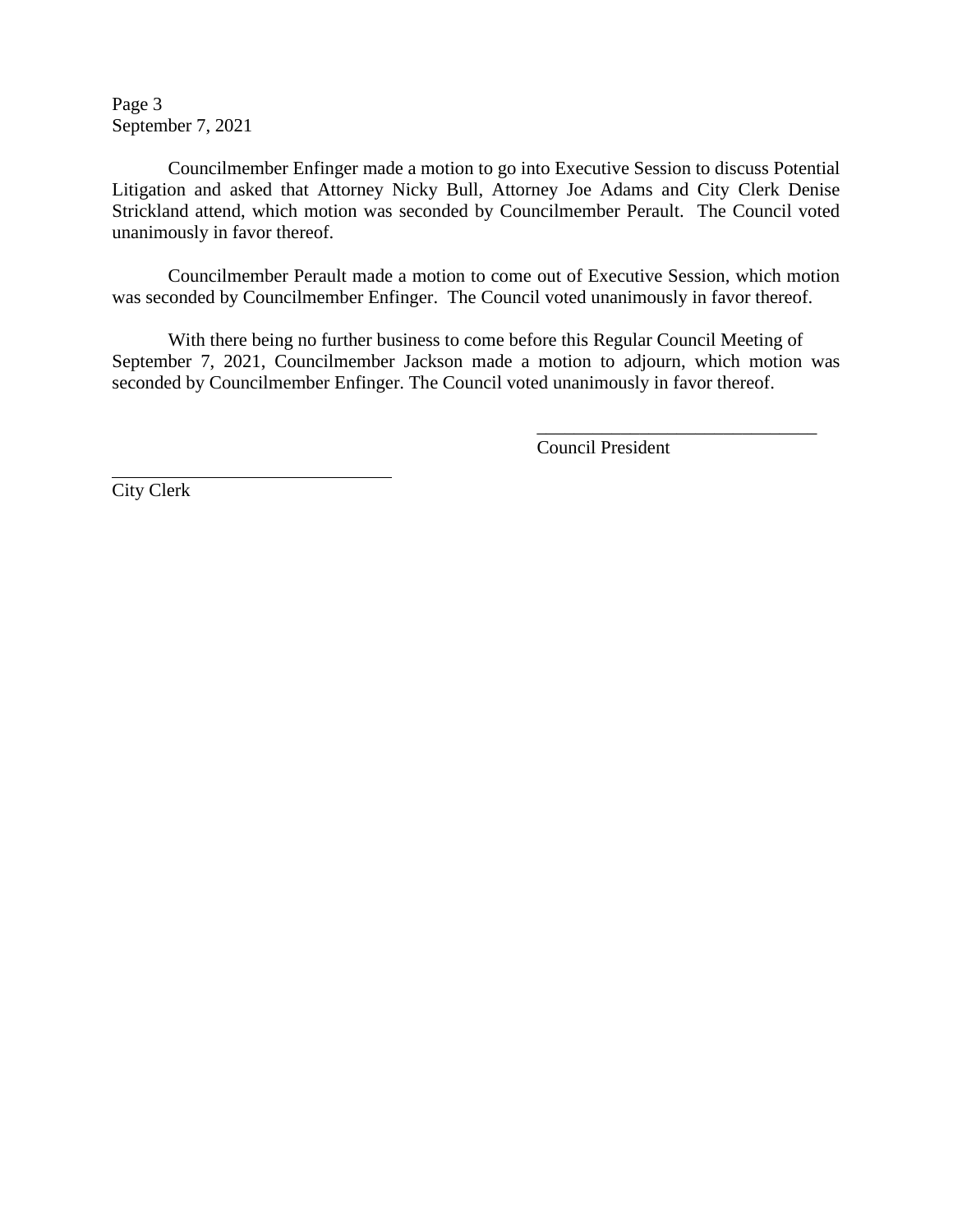Councilmember Enfinger made a motion to go into Executive Session to discuss Potential Litigation and asked that Attorney Nicky Bull, Attorney Joe Adams and City Clerk Denise Strickland attend, which motion was seconded by Councilmember Perault. The Council voted unanimously in favor thereof.

Councilmember Perault made a motion to come out of Executive Session, which motion was seconded by Councilmember Enfinger. The Council voted unanimously in favor thereof.

With there being no further business to come before this Regular Council Meeting of September 7, 2021, Councilmember Jackson made a motion to adjourn, which motion was seconded by Councilmember Enfinger. The Council voted unanimously in favor thereof.

______________________________
Council President

______________________________
City Clerk